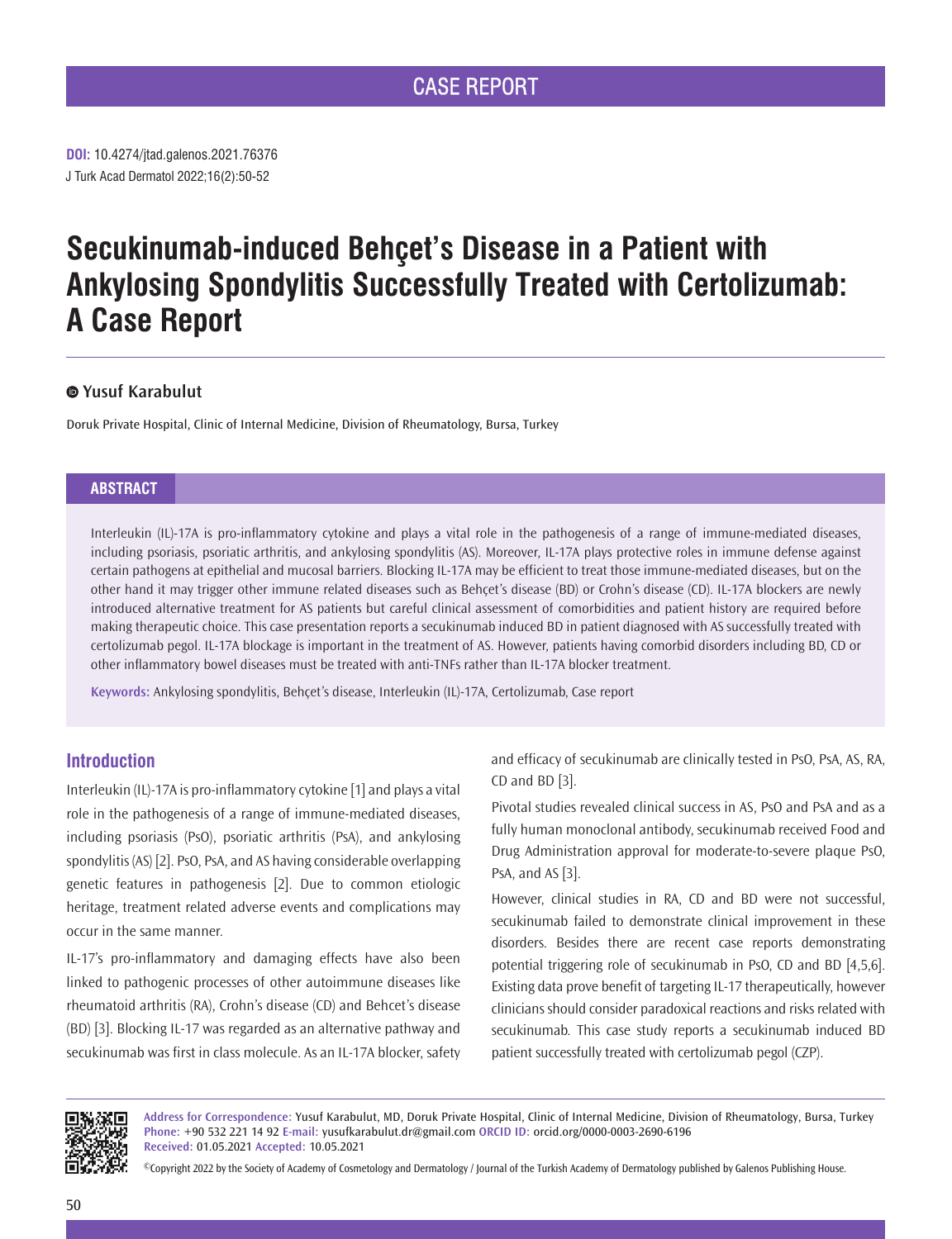CASE REPORT

**DOI:** 10.4274/jtad.galenos.2021.76376
J Turk Acad Dermatol 2022;16(2):50-52

# Secukinumab-induced Behçet's Disease in a Patient with Ankylosing Spondylitis Successfully Treated with Certolizumab: A Case Report

**Yusuf Karabulut**

Doruk Private Hospital, Clinic of Internal Medicine, Division of Rheumatology, Bursa, Turkey

## ABSTRACT

Interleukin (IL)-17A is pro-inflammatory cytokine and plays a vital role in the pathogenesis of a range of immune-mediated diseases, including psoriasis, psoriatic arthritis, and ankylosing spondylitis (AS). Moreover, IL-17A plays protective roles in immune defense against certain pathogens at epithelial and mucosal barriers. Blocking IL-17A may be efficient to treat those immune-mediated diseases, but on the other hand it may trigger other immune related diseases such as Behçet's disease (BD) or Crohn's disease (CD). IL-17A blockers are newly introduced alternative treatment for AS patients but careful clinical assessment of comorbidities and patient history are required before making therapeutic choice. This case presentation reports a secukinumab induced BD in patient diagnosed with AS successfully treated with certolizumab pegol. IL-17A blockage is important in the treatment of AS. However, patients having comorbid disorders including BD, CD or other inflammatory bowel diseases must be treated with anti-TNFs rather than IL-17A blocker treatment.

**Keywords:** Ankylosing spondylitis, Behçet's disease, Interleukin (IL)-17A, Certolizumab, Case report

## Introduction

Interleukin (IL)-17A is pro-inflammatory cytokine [1] and plays a vital role in the pathogenesis of a range of immune-mediated diseases, including psoriasis (PsO), psoriatic arthritis (PsA), and ankylosing spondylitis (AS) [2]. PsO, PsA, and AS having considerable overlapping genetic features in pathogenesis [2]. Due to common etiologic heritage, treatment related adverse events and complications may occur in the same manner.

IL-17's pro-inflammatory and damaging effects have also been linked to pathogenic processes of other autoimmune diseases like rheumatoid arthritis (RA), Crohn's disease (CD) and Behcet's disease (BD) [3]. Blocking IL-17 was regarded as an alternative pathway and secukinumab was first in class molecule. As an IL-17A blocker, safety and efficacy of secukinumab are clinically tested in PsO, PsA, AS, RA, CD and BD [3].

Pivotal studies revealed clinical success in AS, PsO and PsA and as a fully human monoclonal antibody, secukinumab received Food and Drug Administration approval for moderate-to-severe plaque PsO, PsA, and AS [3].

However, clinical studies in RA, CD and BD were not successful, secukinumab failed to demonstrate clinical improvement in these disorders. Besides there are recent case reports demonstrating potential triggering role of secukinumab in PsO, CD and BD [4,5,6]. Existing data prove benefit of targeting IL-17 therapeutically, however clinicians should consider paradoxical reactions and risks related with secukinumab. This case study reports a secukinumab induced BD patient successfully treated with certolizumab pegol (CZP).

**Address for Correspondence:** Yusuf Karabulut, MD, Doruk Private Hospital, Clinic of Internal Medicine, Division of Rheumatology, Bursa, Turkey
**Phone:** +90 532 221 14 92 **E-mail:** yusufkarabulut.dr@gmail.com **ORCID ID:** orcid.org/0000-0003-2690-6196
**Received:** 01.05.2021 **Accepted:** 10.05.2021

©Copyright 2022 by the Society of Academy of Cosmetology and Dermatology / Journal of the Turkish Academy of Dermatology published by Galenos Publishing House.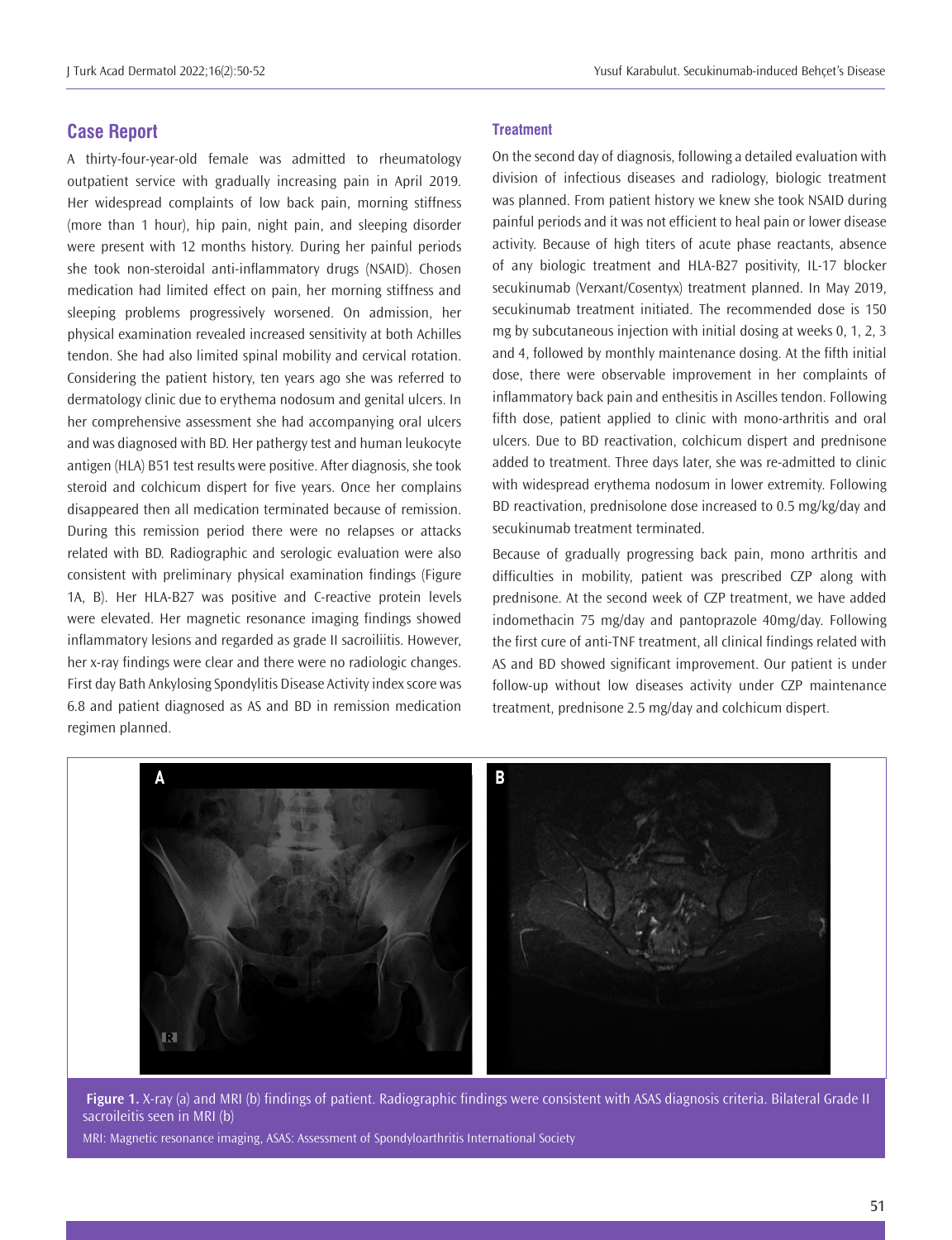## Case Report

A thirty-four-year-old female was admitted to rheumatology outpatient service with gradually increasing pain in April 2019. Her widespread complaints of low back pain, morning stiffness (more than 1 hour), hip pain, night pain, and sleeping disorder were present with 12 months history. During her painful periods she took non-steroidal anti-inflammatory drugs (NSAID). Chosen medication had limited effect on pain, her morning stiffness and sleeping problems progressively worsened. On admission, her physical examination revealed increased sensitivity at both Achilles tendon. She had also limited spinal mobility and cervical rotation. Considering the patient history, ten years ago she was referred to dermatology clinic due to erythema nodosum and genital ulcers. In her comprehensive assessment she had accompanying oral ulcers and was diagnosed with BD. Her pathergy test and human leukocyte antigen (HLA) B51 test results were positive. After diagnosis, she took steroid and colchicum dispert for five years. Once her complains disappeared then all medication terminated because of remission. During this remission period there were no relapses or attacks related with BD. Radiographic and serologic evaluation were also consistent with preliminary physical examination findings (Figure 1A, B). Her HLA-B27 was positive and C-reactive protein levels were elevated. Her magnetic resonance imaging findings showed inflammatory lesions and regarded as grade II sacroiliitis. However, her x-ray findings were clear and there were no radiologic changes. First day Bath Ankylosing Spondylitis Disease Activity index score was 6.8 and patient diagnosed as AS and BD in remission medication regimen planned.

### Treatment

On the second day of diagnosis, following a detailed evaluation with division of infectious diseases and radiology, biologic treatment was planned. From patient history we knew she took NSAID during painful periods and it was not efficient to heal pain or lower disease activity. Because of high titers of acute phase reactants, absence of any biologic treatment and HLA-B27 positivity, IL-17 blocker secukinumab (Verxant/Cosentyx) treatment planned. In May 2019, secukinumab treatment initiated. The recommended dose is 150 mg by subcutaneous injection with initial dosing at weeks 0, 1, 2, 3 and 4, followed by monthly maintenance dosing. At the fifth initial dose, there were observable improvement in her complaints of inflammatory back pain and enthesitis in Ascilles tendon. Following fifth dose, patient applied to clinic with mono-arthritis and oral ulcers. Due to BD reactivation, colchicum dispert and prednisone added to treatment. Three days later, she was re-admitted to clinic with widespread erythema nodosum in lower extremity. Following BD reactivation, prednisolone dose increased to 0.5 mg/kg/day and secukinumab treatment terminated.

Because of gradually progressing back pain, mono arthritis and difficulties in mobility, patient was prescribed CZP along with prednisone. At the second week of CZP treatment, we have added indomethacin 75 mg/day and pantoprazole 40mg/day. Following the first cure of anti-TNF treatment, all clinical findings related with AS and BD showed significant improvement. Our patient is under follow-up without low diseases activity under CZP maintenance treatment, prednisone 2.5 mg/day and colchicum dispert.

**Figure 1.** X-ray (a) and MRI (b) findings of patient. Radiographic findings were consistent with ASAS diagnosis criteria. Bilateral Grade II sacroileitis seen in MRI (b)

MRI: Magnetic resonance imaging, ASAS: Assessment of Spondyloarthritis International Society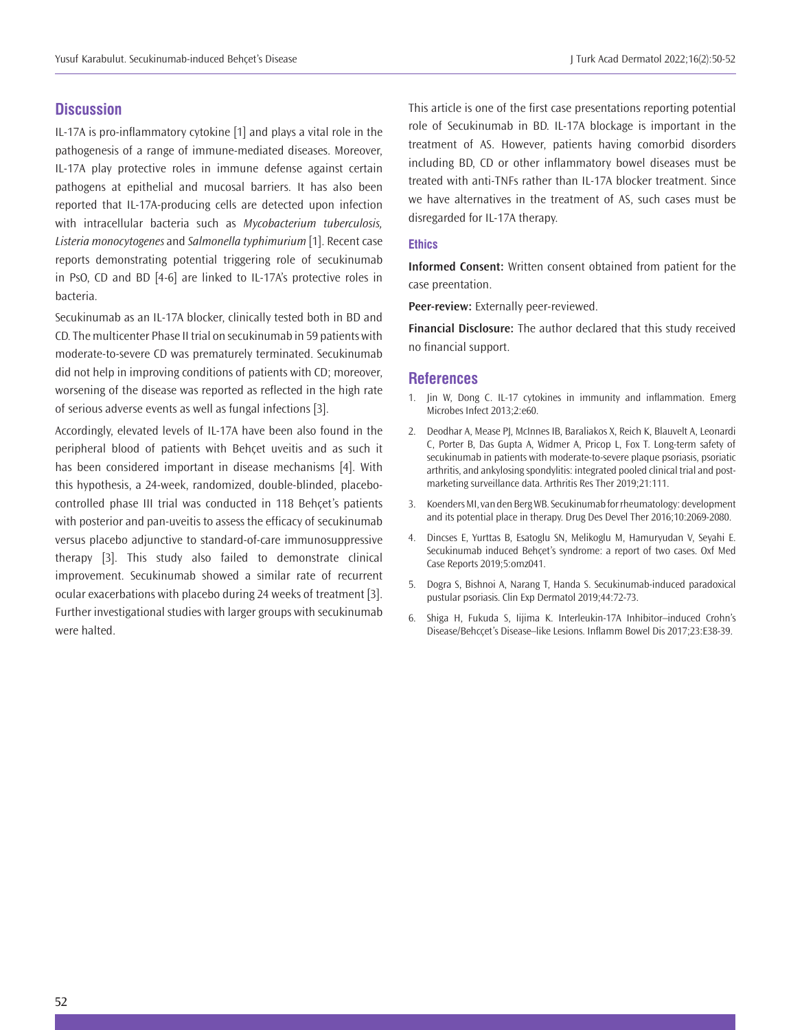## Discussion

IL-17A is pro-inflammatory cytokine [1] and plays a vital role in the pathogenesis of a range of immune-mediated diseases. Moreover, IL-17A play protective roles in immune defense against certain pathogens at epithelial and mucosal barriers. It has also been reported that IL-17A-producing cells are detected upon infection with intracellular bacteria such as *Mycobacterium tuberculosis, Listeria monocytogenes* and *Salmonella typhimurium* [1]. Recent case reports demonstrating potential triggering role of secukinumab in PsO, CD and BD [4-6] are linked to IL-17A's protective roles in bacteria.

Secukinumab as an IL-17A blocker, clinically tested both in BD and CD. The multicenter Phase II trial on secukinumab in 59 patients with moderate-to-severe CD was prematurely terminated. Secukinumab did not help in improving conditions of patients with CD; moreover, worsening of the disease was reported as reflected in the high rate of serious adverse events as well as fungal infections [3].

Accordingly, elevated levels of IL-17A have been also found in the peripheral blood of patients with Behçet uveitis and as such it has been considered important in disease mechanisms [4]. With this hypothesis, a 24-week, randomized, double-blinded, placebo-controlled phase III trial was conducted in 118 Behçet's patients with posterior and pan-uveitis to assess the efficacy of secukinumab versus placebo adjunctive to standard-of-care immunosuppressive therapy [3]. This study also failed to demonstrate clinical improvement. Secukinumab showed a similar rate of recurrent ocular exacerbations with placebo during 24 weeks of treatment [3]. Further investigational studies with larger groups with secukinumab were halted.

This article is one of the first case presentations reporting potential role of Secukinumab in BD. IL-17A blockage is important in the treatment of AS. However, patients having comorbid disorders including BD, CD or other inflammatory bowel diseases must be treated with anti-TNFs rather than IL-17A blocker treatment. Since we have alternatives in the treatment of AS, such cases must be disregarded for IL-17A therapy.

### Ethics

**Informed Consent:** Written consent obtained from patient for the case preentation.

**Peer-review:** Externally peer-reviewed.

**Financial Disclosure:** The author declared that this study received no financial support.

## References

1. Jin W, Dong C. IL-17 cytokines in immunity and inflammation. Emerg Microbes Infect 2013;2:e60.
2. Deodhar A, Mease PJ, McInnes IB, Baraliakos X, Reich K, Blauvelt A, Leonardi C, Porter B, Das Gupta A, Widmer A, Pricop L, Fox T. Long-term safety of secukinumab in patients with moderate-to-severe plaque psoriasis, psoriatic arthritis, and ankylosing spondylitis: integrated pooled clinical trial and post-marketing surveillance data. Arthritis Res Ther 2019;21:111.
3. Koenders MI, van den Berg WB. Secukinumab for rheumatology: development and its potential place in therapy. Drug Des Devel Ther 2016;10:2069-2080.
4. Dincses E, Yurttas B, Esatoglu SN, Melikoglu M, Hamuryudan V, Seyahi E. Secukinumab induced Behçet's syndrome: a report of two cases. Oxf Med Case Reports 2019;5:omz041.
5. Dogra S, Bishnoi A, Narang T, Handa S. Secukinumab-induced paradoxical pustular psoriasis. Clin Exp Dermatol 2019;44:72-73.
6. Shiga H, Fukuda S, Iijima K. Interleukin-17A Inhibitor–induced Crohn's Disease/Behcçet's Disease–like Lesions. Inflamm Bowel Dis 2017;23:E38-39.